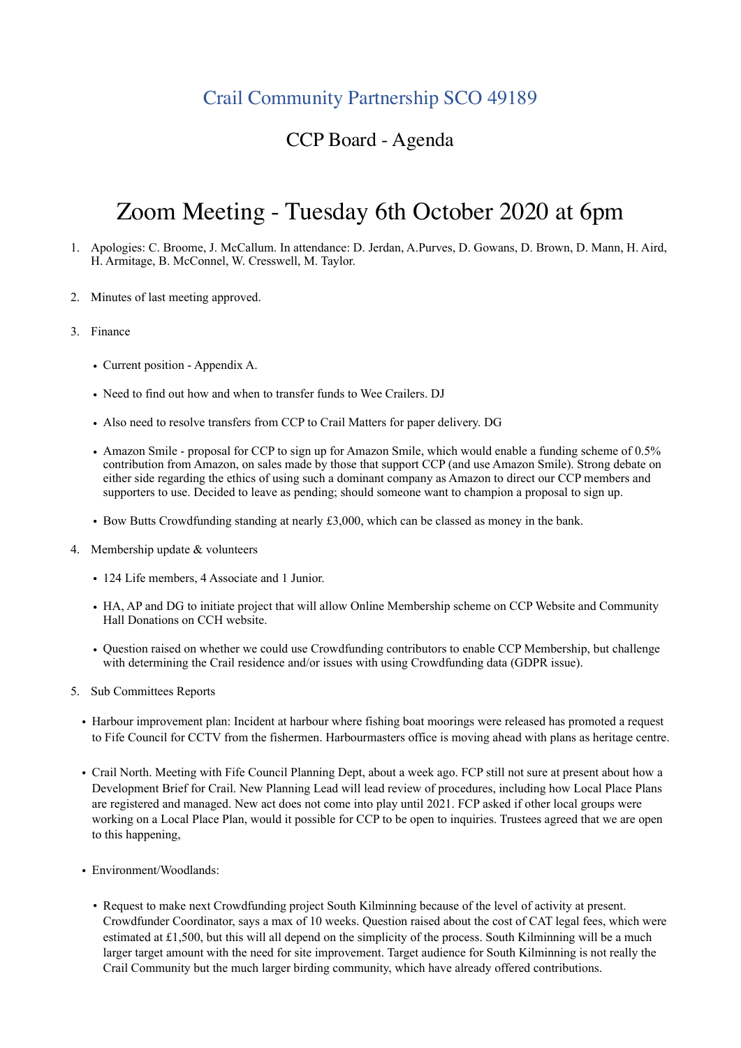## Crail Community Partnership SCO 49189

## CCP Board - Agenda

# Zoom Meeting - Tuesday 6th October 2020 at 6pm

1. Apologies: C. Broome, J. McCallum. In attendance: D. Jerdan, A.Purves, D. Gowans, D. Brown, D. Mann, H. Aird, H. Armitage, B. McConnel, W. Cresswell, M. Taylor.

2. Minutes of last meeting approved.

3. Finance

   - Current position - Appendix A.
   - Need to find out how and when to transfer funds to Wee Crailers. DJ
   - Also need to resolve transfers from CCP to Crail Matters for paper delivery. DG
   - Amazon Smile - proposal for CCP to sign up for Amazon Smile, which would enable a funding scheme of 0.5% contribution from Amazon, on sales made by those that support CCP (and use Amazon Smile). Strong debate on either side regarding the ethics of using such a dominant company as Amazon to direct our CCP members and supporters to use. Decided to leave as pending; should someone want to champion a proposal to sign up.
   - Bow Butts Crowdfunding standing at nearly £3,000, which can be classed as money in the bank.

4. Membership update & volunteers

   - 124 Life members, 4 Associate and 1 Junior.
   - HA, AP and DG to initiate project that will allow Online Membership scheme on CCP Website and Community Hall Donations on CCH website.
   - Question raised on whether we could use Crowdfunding contributors to enable CCP Membership, but challenge with determining the Crail residence and/or issues with using Crowdfunding data (GDPR issue).

5. Sub Committees Reports

   - Harbour improvement plan: Incident at harbour where fishing boat moorings were released has promoted a request to Fife Council for CCTV from the fishermen. Harbourmasters office is moving ahead with plans as heritage centre.
   - Crail North. Meeting with Fife Council Planning Dept, about a week ago. FCP still not sure at present about how a Development Brief for Crail. New Planning Lead will lead review of procedures, including how Local Place Plans are registered and managed. New act does not come into play until 2021. FCP asked if other local groups were working on a Local Place Plan, would it possible for CCP to be open to inquiries. Trustees agreed that we are open to this happening,
   - Environment/Woodlands:
     - Request to make next Crowdfunding project South Kilminning because of the level of activity at present. Crowdfunder Coordinator, says a max of 10 weeks. Question raised about the cost of CAT legal fees, which were estimated at £1,500, but this will all depend on the simplicity of the process. South Kilminning will be a much larger target amount with the need for site improvement. Target audience for South Kilminning is not really the Crail Community but the much larger birding community, which have already offered contributions.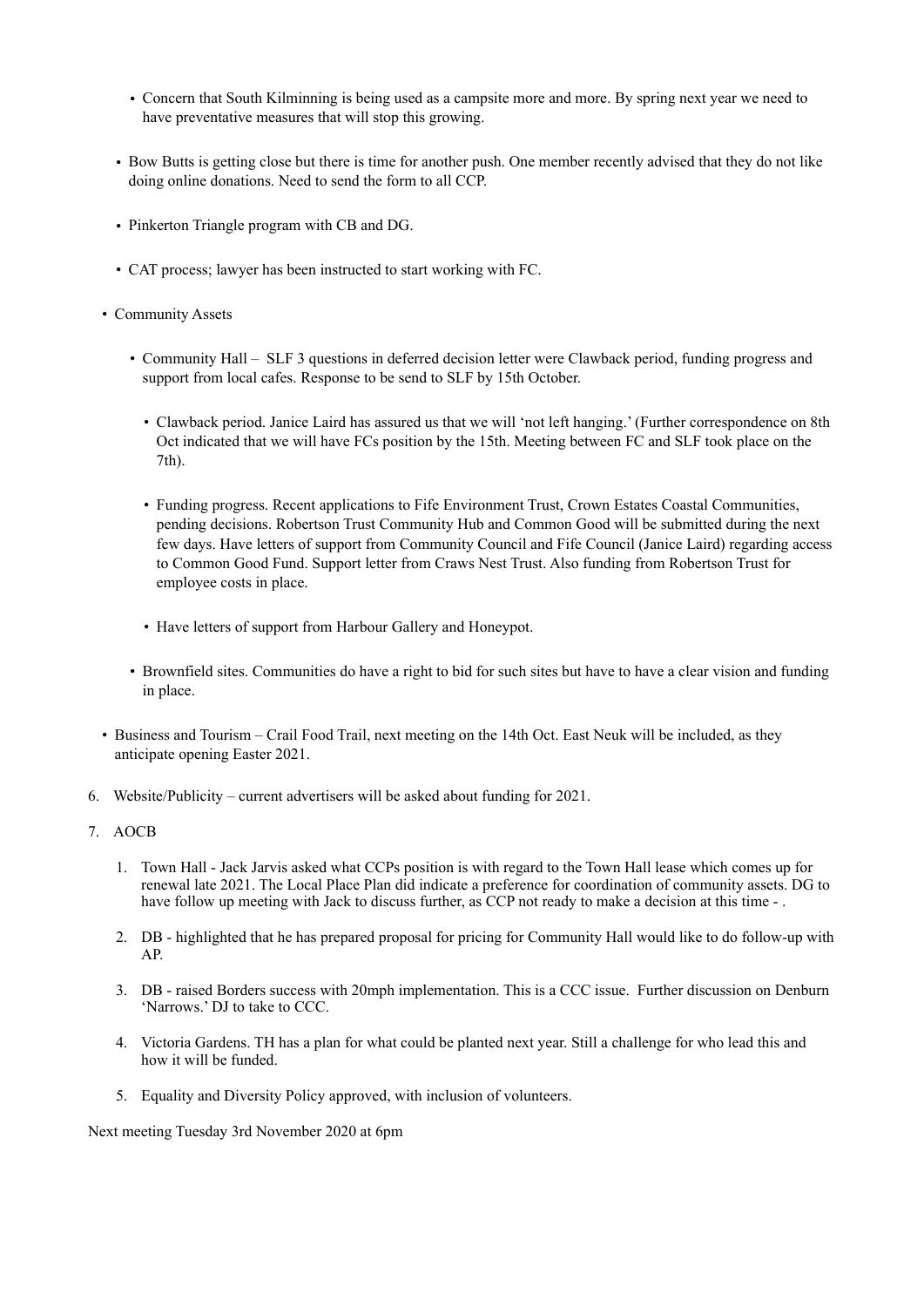- Concern that South Kilminning is being used as a campsite more and more. By spring next year we need to have preventative measures that will stop this growing.

    - Bow Butts is getting close but there is time for another push. One member recently advised that they do not like doing online donations. Need to send the form to all CCP.

    - Pinkerton Triangle program with CB and DG.

    - CAT process; lawyer has been instructed to start working with FC.

- Community Assets

    - Community Hall – SLF 3 questions in deferred decision letter were Clawback period, funding progress and support from local cafes. Response to be send to SLF by 15th October.

        - Clawback period. Janice Laird has assured us that we will 'not left hanging.' (Further correspondence on 8th Oct indicated that we will have FCs position by the 15th. Meeting between FC and SLF took place on the 7th).

        - Funding progress. Recent applications to Fife Environment Trust, Crown Estates Coastal Communities, pending decisions. Robertson Trust Community Hub and Common Good will be submitted during the next few days. Have letters of support from Community Council and Fife Council (Janice Laird) regarding access to Common Good Fund. Support letter from Craws Nest Trust. Also funding from Robertson Trust for employee costs in place.

        - Have letters of support from Harbour Gallery and Honeypot.

    - Brownfield sites. Communities do have a right to bid for such sites but have to have a clear vision and funding in place.

- Business and Tourism – Crail Food Trail, next meeting on the 14th Oct. East Neuk will be included, as they anticipate opening Easter 2021.

6. Website/Publicity – current advertisers will be asked about funding for 2021.

7. AOCB

    1. Town Hall - Jack Jarvis asked what CCPs position is with regard to the Town Hall lease which comes up for renewal late 2021. The Local Place Plan did indicate a preference for coordination of community assets. DG to have follow up meeting with Jack to discuss further, as CCP not ready to make a decision at this time - .

    2. DB - highlighted that he has prepared proposal for pricing for Community Hall would like to do follow-up with AP.

    3. DB - raised Borders success with 20mph implementation. This is a CCC issue. Further discussion on Denburn 'Narrows.' DJ to take to CCC.

    4. Victoria Gardens. TH has a plan for what could be planted next year. Still a challenge for who lead this and how it will be funded.

    5. Equality and Diversity Policy approved, with inclusion of volunteers.

Next meeting Tuesday 3rd November 2020 at 6pm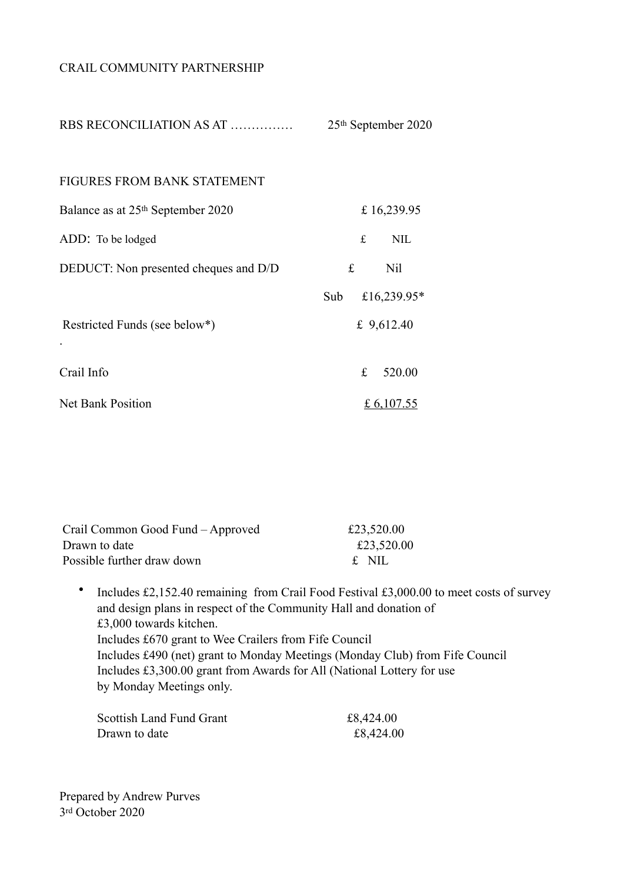CRAIL COMMUNITY PARTNERSHIP

RBS RECONCILIATION AS AT …………… 25th September 2020

FIGURES FROM BANK STATEMENT

| | | |
|---|---|---|
| Balance as at 25th September 2020 | | £ 16,239.95 |
| ADD: To be lodged | | £ NIL |
| DEDUCT: Non presented cheques and D/D | | £ Nil |
| | Sub | £16,239.95* |
| Restricted Funds (see below*) | | £ 9,612.40 |
| . | | |
| Crail Info | | £ 520.00 |
| Net Bank Position | | £ 6,107.55 |

| | |
|---|---|
| Crail Common Good Fund – Approved | £23,520.00 |
| Drawn to date | £23,520.00 |
| Possible further draw down | £ NIL |

- Includes £2,152.40 remaining from Crail Food Festival £3,000.00 to meet costs of survey and design plans in respect of the Community Hall and donation of £3,000 towards kitchen.
  Includes £670 grant to Wee Crailers from Fife Council
  Includes £490 (net) grant to Monday Meetings (Monday Club) from Fife Council
  Includes £3,300.00 grant from Awards for All (National Lottery for use by Monday Meetings only.

| | |
|---|---|
| Scottish Land Fund Grant | £8,424.00 |
| Drawn to date | £8,424.00 |

Prepared by Andrew Purves
3rd October 2020